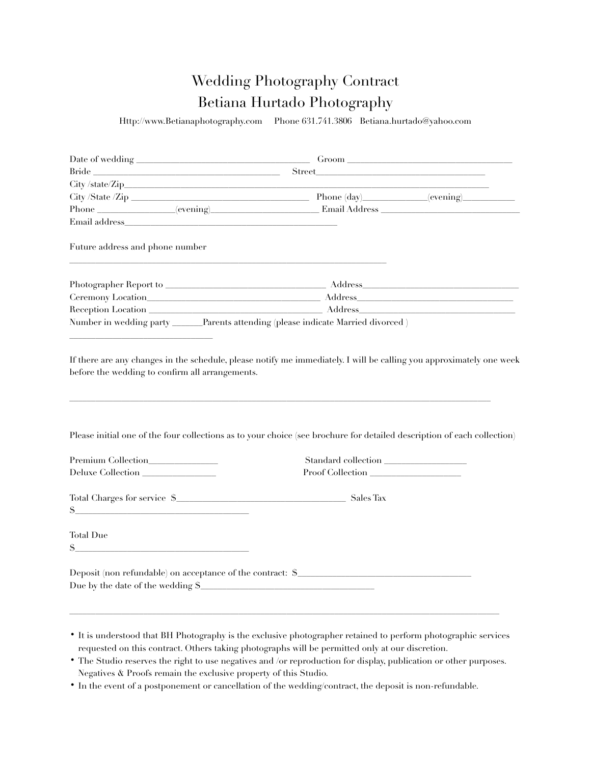# Wedding Photography Contract
# Betiana Hurtado Photography

Http://www.Betianaphotography.com Phone 631.741.3806 Betiana.hurtado@yahoo.com

Date of wedding ______________________________________ Groom ____________________________________
Bride __________________________________________ Street______________________________________
City /state/Zip______________________________________________________________________________
City /State /Zip ______________________________________ Phone (day)_____________(evening)___________
Phone ________________(evening)_______________________ Email Address ____________________________
Email address_______________________________________________

Future address and phone number

________________________________________________________________________

Photographer Report to ___________________________________ Address___________________________________
Ceremony Location___________________________________ Address__________________________________
Reception Location ____________________________________ Address__________________________________
Number in wedding party ______Parents attending (please indicate Married divorced )
________________________________

If there are any changes in the schedule, please notify me immediately. I will be calling you approximately one week before the wedding to confirm all arrangements.

_______________________________________________________________________________________________

Please initial one of the four collections as to your choice (see brochure for detailed description of each collection)

Premium Collection_______________ Standard collection __________________
Deluxe Collection ________________ Proof Collection ____________________

Total Charges for service $______________________________________ Sales Tax
$________________________________________

Total Due
$________________________________________

Deposit (non refundable) on acceptance of the contract: $_______________________________________
Due by the date of the wedding $_______________________________________

_______________________________________________________________________________________________

- It is understood that BH Photography is the exclusive photographer retained to perform photographic services requested on this contract. Others taking photographs will be permitted only at our discretion.
- The Studio reserves the right to use negatives and /or reproduction for display, publication or other purposes. Negatives & Proofs remain the exclusive property of this Studio.
- In the event of a postponement or cancellation of the wedding/contract, the deposit is non-refundable.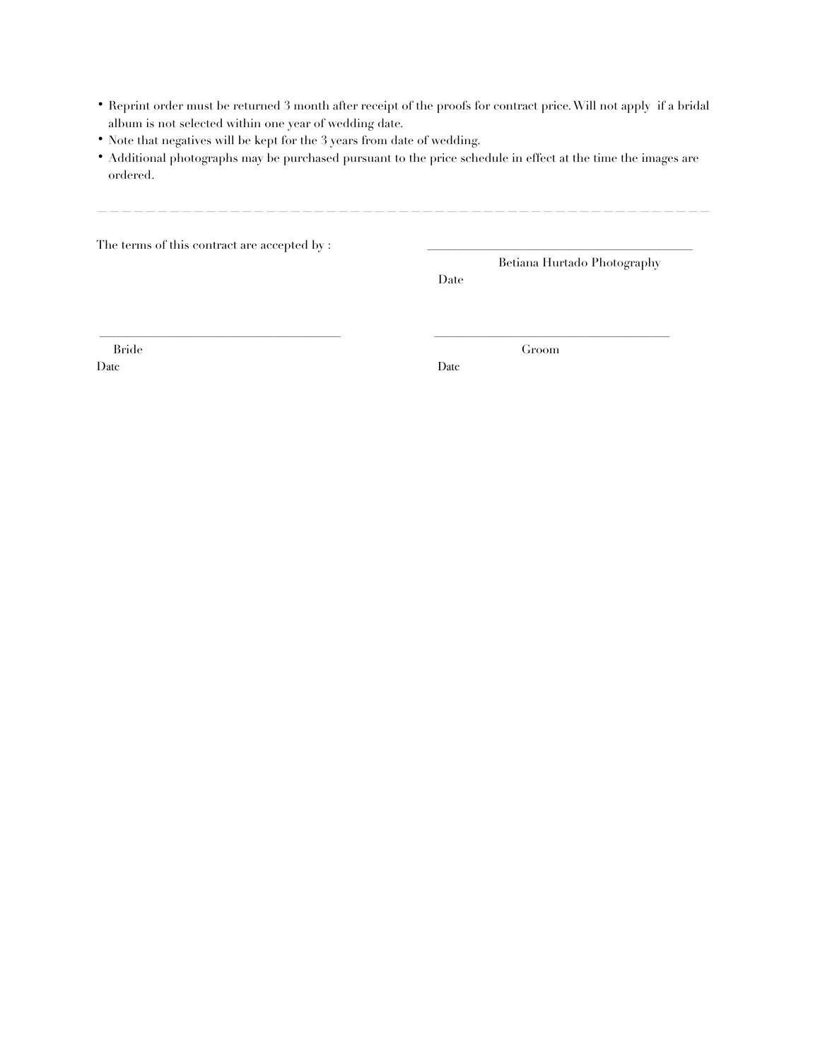- Reprint order must be returned 3 month after receipt of the proofs for contract price. Will not apply if a bridal album is not selected within one year of wedding date.
- Note that negatives will be kept for the 3 years from date of wedding.
- Additional photographs may be purchased pursuant to the price schedule in effect at the time the images are ordered.

---

The terms of this contract are accepted by :

\_\_\_\_\_\_\_\_\_\_\_\_\_\_\_\_\_\_\_\_\_\_\_\_\_\_\_\_\_\_\_\_\_\_\_\_\_\_\_\_

Betiana Hurtado Photography

Date

\_\_\_\_\_\_\_\_\_\_\_\_\_\_\_\_\_\_\_\_\_\_\_\_\_\_\_\_\_\_\_\_\_\_\_\_\_\_\_\_

Bride

Date

\_\_\_\_\_\_\_\_\_\_\_\_\_\_\_\_\_\_\_\_\_\_\_\_\_\_\_\_\_\_\_\_\_\_\_\_\_\_\_\_

Groom

Date